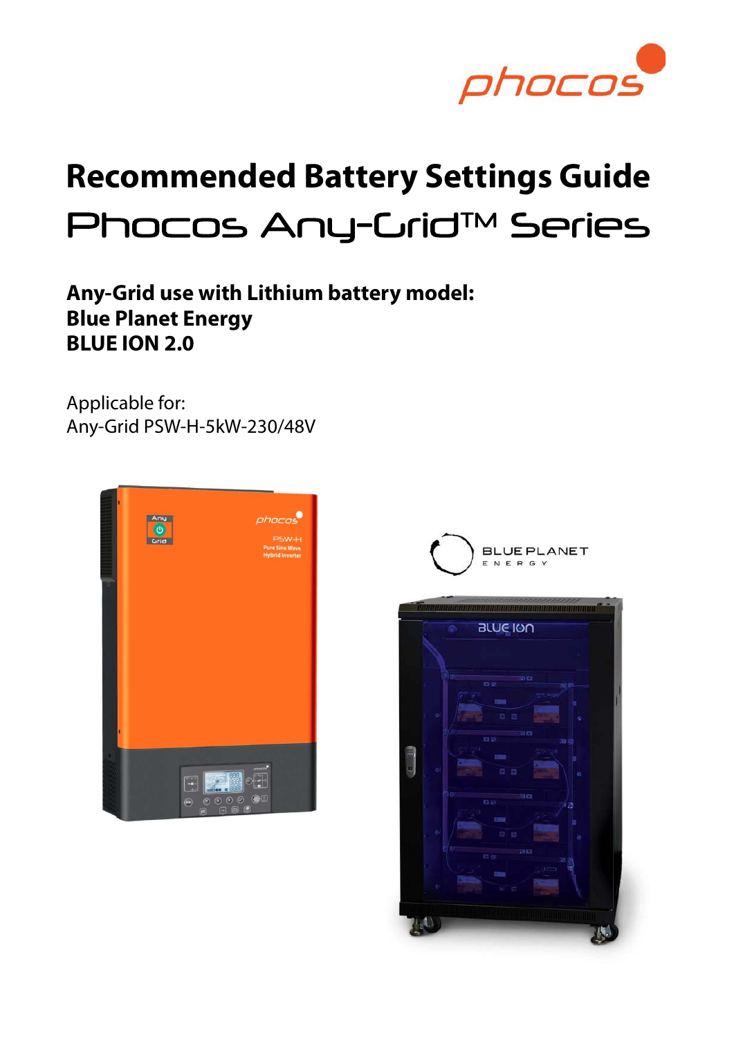# Recommended Battery Settings Guide

## Phocos Any-Grid™ Series

**Any-Grid use with Lithium battery model:**
**Blue Planet Energy**
**BLUE ION 2.0**

Applicable for:
Any-Grid PSW-H-5kW-230/48V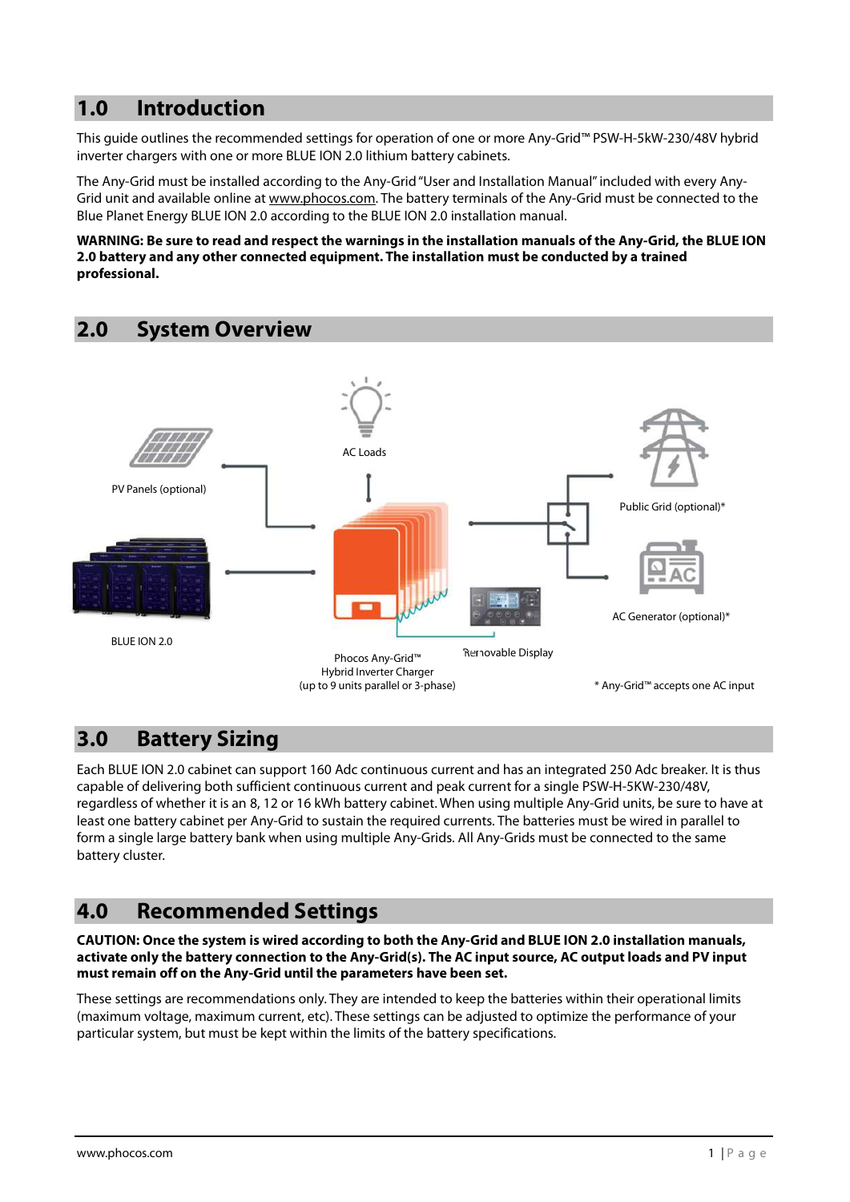## 1.0 Introduction

This guide outlines the recommended settings for operation of one or more Any-Grid™ PSW-H-5kW-230/48V hybrid inverter chargers with one or more BLUE ION 2.0 lithium battery cabinets.

The Any-Grid must be installed according to the Any-Grid "User and Installation Manual" included with every Any-Grid unit and available online at www.phocos.com. The battery terminals of the Any-Grid must be connected to the Blue Planet Energy BLUE ION 2.0 according to the BLUE ION 2.0 installation manual.

**WARNING: Be sure to read and respect the warnings in the installation manuals of the Any-Grid, the BLUE ION 2.0 battery and any other connected equipment. The installation must be conducted by a trained professional.**

## 2.0 System Overview

PV Panels (optional)

AC Loads

Public Grid (optional)*

BLUE ION 2.0

Phocos Any-Grid™
Hybrid Inverter Charger
(up to 9 units parallel or 3-phase)

Removable Display

AC Generator (optional)*

* Any-Grid™ accepts one AC input

## 3.0 Battery Sizing

Each BLUE ION 2.0 cabinet can support 160 Adc continuous current and has an integrated 250 Adc breaker. It is thus capable of delivering both sufficient continuous current and peak current for a single PSW-H-5KW-230/48V, regardless of whether it is an 8, 12 or 16 kWh battery cabinet. When using multiple Any-Grid units, be sure to have at least one battery cabinet per Any-Grid to sustain the required currents. The batteries must be wired in parallel to form a single large battery bank when using multiple Any-Grids. All Any-Grids must be connected to the same battery cluster.

## 4.0 Recommended Settings

**CAUTION: Once the system is wired according to both the Any-Grid and BLUE ION 2.0 installation manuals, activate only the battery connection to the Any-Grid(s). The AC input source, AC output loads and PV input must remain off on the Any-Grid until the parameters have been set.**

These settings are recommendations only. They are intended to keep the batteries within their operational limits (maximum voltage, maximum current, etc). These settings can be adjusted to optimize the performance of your particular system, but must be kept within the limits of the battery specifications.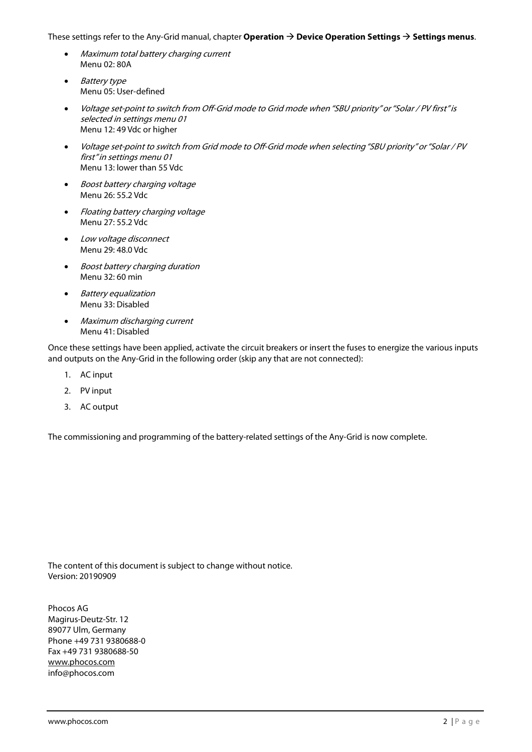These settings refer to the Any-Grid manual, chapter **Operation → Device Operation Settings → Settings menus**.

- *Maximum total battery charging current*
  Menu 02: 80A
- *Battery type*
  Menu 05: User-defined
- *Voltage set-point to switch from Off-Grid mode to Grid mode when "SBU priority" or "Solar / PV first" is selected in settings menu 01*
  Menu 12: 49 Vdc or higher
- *Voltage set-point to switch from Grid mode to Off-Grid mode when selecting "SBU priority" or "Solar / PV first" in settings menu 01*
  Menu 13: lower than 55 Vdc
- *Boost battery charging voltage*
  Menu 26: 55.2 Vdc
- *Floating battery charging voltage*
  Menu 27: 55.2 Vdc
- *Low voltage disconnect*
  Menu 29: 48.0 Vdc
- *Boost battery charging duration*
  Menu 32: 60 min
- *Battery equalization*
  Menu 33: Disabled
- *Maximum discharging current*
  Menu 41: Disabled

Once these settings have been applied, activate the circuit breakers or insert the fuses to energize the various inputs and outputs on the Any-Grid in the following order (skip any that are not connected):

1. AC input
2. PV input
3. AC output

The commissioning and programming of the battery-related settings of the Any-Grid is now complete.

The content of this document is subject to change without notice.
Version: 20190909

Phocos AG
Magirus-Deutz-Str. 12
89077 Ulm, Germany
Phone +49 731 9380688-0
Fax +49 731 9380688-50
www.phocos.com
info@phocos.com